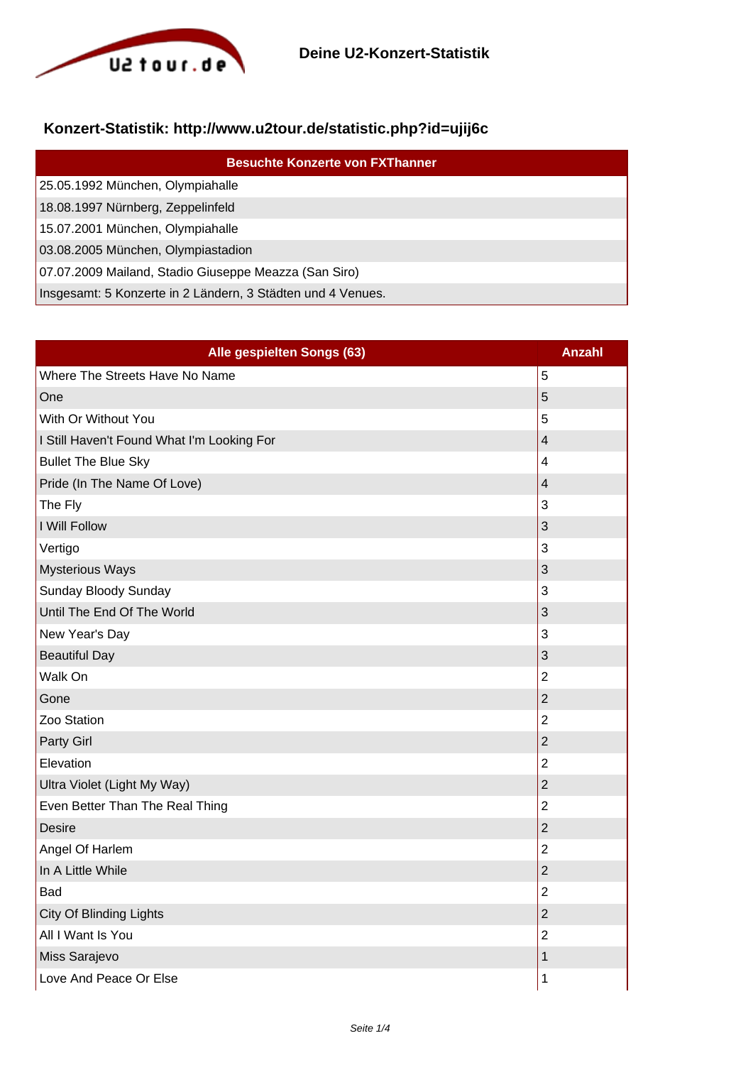# Deine U2-Konzert-Statistik

## Konzert-Statistik: http://www.u2tour.de/statistic.php?id=ujij6c

| Besuchte Konzerte von FXThanner |
|---|
| 25.05.1992 München, Olympiahalle |
| 18.08.1997 Nürnberg, Zeppelinfeld |
| 15.07.2001 München, Olympiahalle |
| 03.08.2005 München, Olympiastadion |
| 07.07.2009 Mailand, Stadio Giuseppe Meazza (San Siro) |
| Insgesamt: 5 Konzerte in 2 Ländern, 3 Städten und 4 Venues. |

| Alle gespielten Songs (63) | Anzahl |
|---|---|
| Where The Streets Have No Name | 5 |
| One | 5 |
| With Or Without You | 5 |
| I Still Haven't Found What I'm Looking For | 4 |
| Bullet The Blue Sky | 4 |
| Pride (In The Name Of Love) | 4 |
| The Fly | 3 |
| I Will Follow | 3 |
| Vertigo | 3 |
| Mysterious Ways | 3 |
| Sunday Bloody Sunday | 3 |
| Until The End Of The World | 3 |
| New Year's Day | 3 |
| Beautiful Day | 3 |
| Walk On | 2 |
| Gone | 2 |
| Zoo Station | 2 |
| Party Girl | 2 |
| Elevation | 2 |
| Ultra Violet (Light My Way) | 2 |
| Even Better Than The Real Thing | 2 |
| Desire | 2 |
| Angel Of Harlem | 2 |
| In A Little While | 2 |
| Bad | 2 |
| City Of Blinding Lights | 2 |
| All I Want Is You | 2 |
| Miss Sarajevo | 1 |
| Love And Peace Or Else | 1 |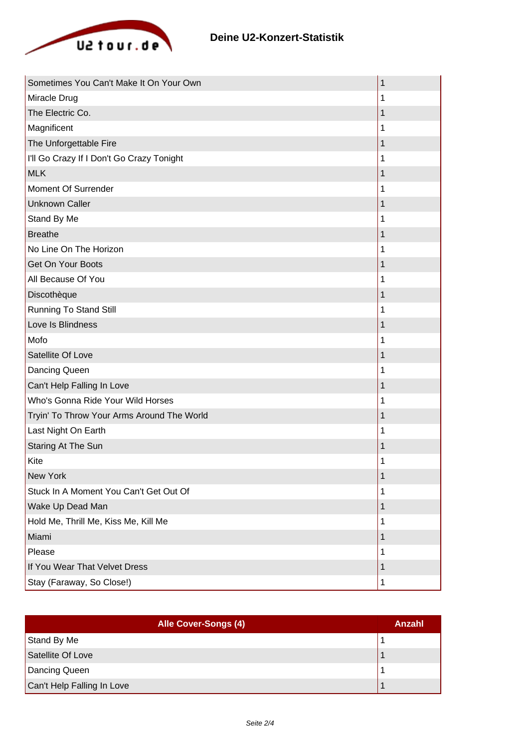| | |
|---|---|
| Sometimes You Can't Make It On Your Own | 1 |
| Miracle Drug | 1 |
| The Electric Co. | 1 |
| Magnificent | 1 |
| The Unforgettable Fire | 1 |
| I'll Go Crazy If I Don't Go Crazy Tonight | 1 |
| MLK | 1 |
| Moment Of Surrender | 1 |
| Unknown Caller | 1 |
| Stand By Me | 1 |
| Breathe | 1 |
| No Line On The Horizon | 1 |
| Get On Your Boots | 1 |
| All Because Of You | 1 |
| Discothèque | 1 |
| Running To Stand Still | 1 |
| Love Is Blindness | 1 |
| Mofo | 1 |
| Satellite Of Love | 1 |
| Dancing Queen | 1 |
| Can't Help Falling In Love | 1 |
| Who's Gonna Ride Your Wild Horses | 1 |
| Tryin' To Throw Your Arms Around The World | 1 |
| Last Night On Earth | 1 |
| Staring At The Sun | 1 |
| Kite | 1 |
| New York | 1 |
| Stuck In A Moment You Can't Get Out Of | 1 |
| Wake Up Dead Man | 1 |
| Hold Me, Thrill Me, Kiss Me, Kill Me | 1 |
| Miami | 1 |
| Please | 1 |
| If You Wear That Velvet Dress | 1 |
| Stay (Faraway, So Close!) | 1 |

| Alle Cover-Songs (4) | Anzahl |
|---|---|
| Stand By Me | 1 |
| Satellite Of Love | 1 |
| Dancing Queen | 1 |
| Can't Help Falling In Love | 1 |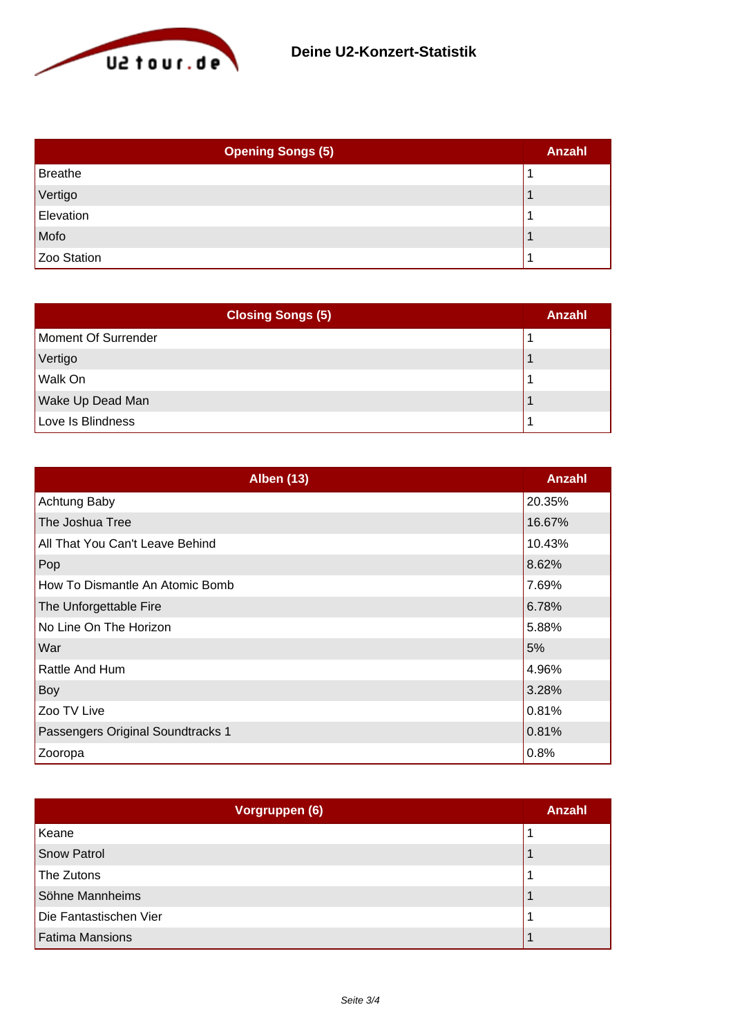# Deine U2-Konzert-Statistik

| Opening Songs (5) | Anzahl |
|---|---|
| Breathe | 1 |
| Vertigo | 1 |
| Elevation | 1 |
| Mofo | 1 |
| Zoo Station | 1 |

| Closing Songs (5) | Anzahl |
|---|---|
| Moment Of Surrender | 1 |
| Vertigo | 1 |
| Walk On | 1 |
| Wake Up Dead Man | 1 |
| Love Is Blindness | 1 |

| Alben (13) | Anzahl |
|---|---|
| Achtung Baby | 20.35% |
| The Joshua Tree | 16.67% |
| All That You Can't Leave Behind | 10.43% |
| Pop | 8.62% |
| How To Dismantle An Atomic Bomb | 7.69% |
| The Unforgettable Fire | 6.78% |
| No Line On The Horizon | 5.88% |
| War | 5% |
| Rattle And Hum | 4.96% |
| Boy | 3.28% |
| Zoo TV Live | 0.81% |
| Passengers Original Soundtracks 1 | 0.81% |
| Zooropa | 0.8% |

| Vorgruppen (6) | Anzahl |
|---|---|
| Keane | 1 |
| Snow Patrol | 1 |
| The Zutons | 1 |
| Söhne Mannheims | 1 |
| Die Fantastischen Vier | 1 |
| Fatima Mansions | 1 |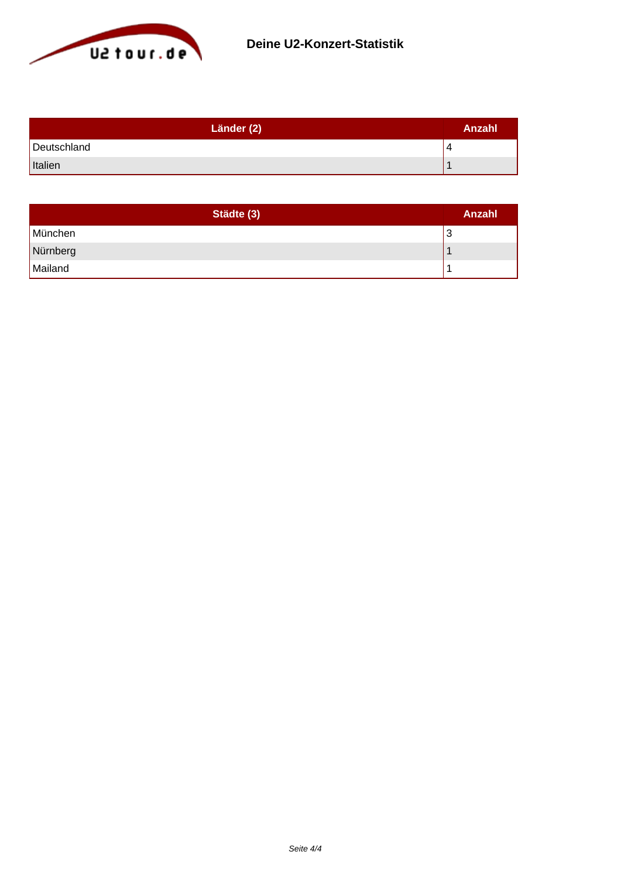u2tour.de

# Deine U2-Konzert-Statistik

| Länder (2) | Anzahl |
|---|---|
| Deutschland | 4 |
| Italien | 1 |

| Städte (3) | Anzahl |
|---|---|
| München | 3 |
| Nürnberg | 1 |
| Mailand | 1 |